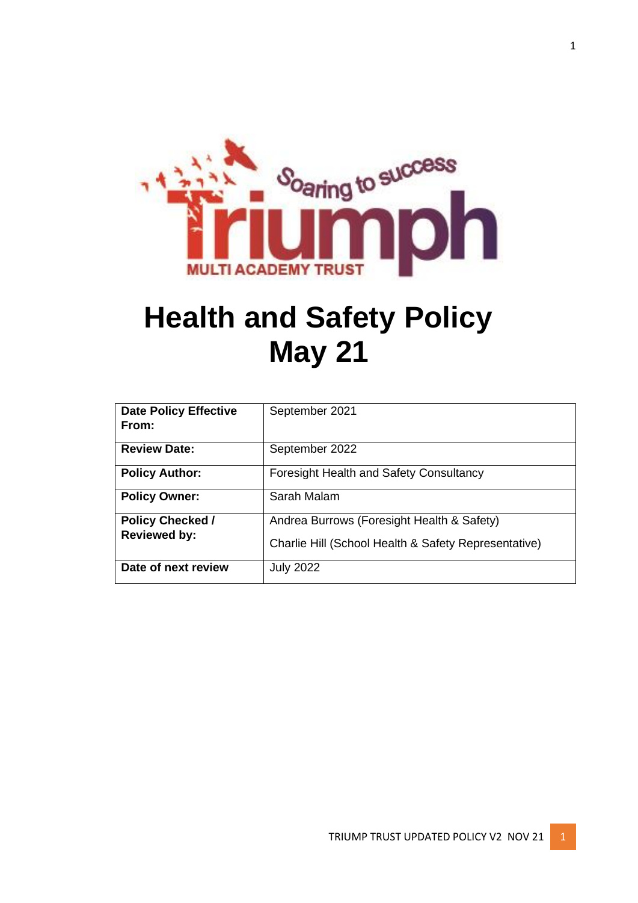# Health and Safety Policy May 21

| **Date Policy Effective From:** | September 2021 |
|---|---|
| **Review Date:** | September 2022 |
| **Policy Author:** | Foresight Health and Safety Consultancy |
| **Policy Owner:** | Sarah Malam |
| **Policy Checked / Reviewed by:** | Andrea Burrows (Foresight Health & Safety)<br>Charlie Hill (School Health & Safety Representative) |
| **Date of next review** | July 2022 |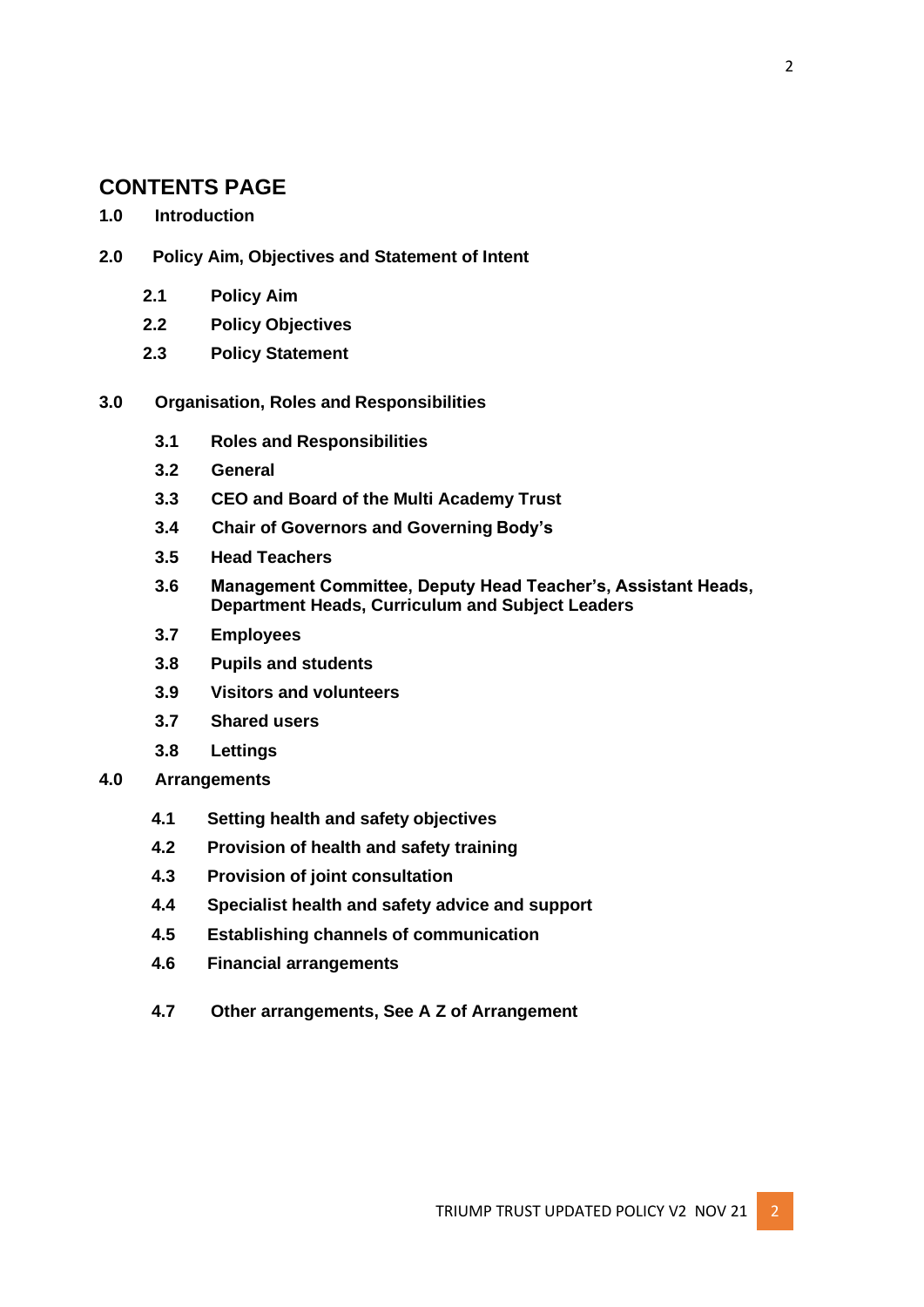## CONTENTS PAGE

**1.0 Introduction**

**2.0 Policy Aim, Objectives and Statement of Intent**

- **2.1 Policy Aim**
- **2.2 Policy Objectives**
- **2.3 Policy Statement**

**3.0 Organisation, Roles and Responsibilities**

- **3.1 Roles and Responsibilities**
- **3.2 General**
- **3.3 CEO and Board of the Multi Academy Trust**
- **3.4 Chair of Governors and Governing Body's**
- **3.5 Head Teachers**
- **3.6 Management Committee, Deputy Head Teacher's, Assistant Heads, Department Heads, Curriculum and Subject Leaders**
- **3.7 Employees**
- **3.8 Pupils and students**
- **3.9 Visitors and volunteers**
- **3.7 Shared users**
- **3.8 Lettings**

**4.0 Arrangements**

- **4.1 Setting health and safety objectives**
- **4.2 Provision of health and safety training**
- **4.3 Provision of joint consultation**
- **4.4 Specialist health and safety advice and support**
- **4.5 Establishing channels of communication**
- **4.6 Financial arrangements**
- **4.7 Other arrangements, See A Z of Arrangement**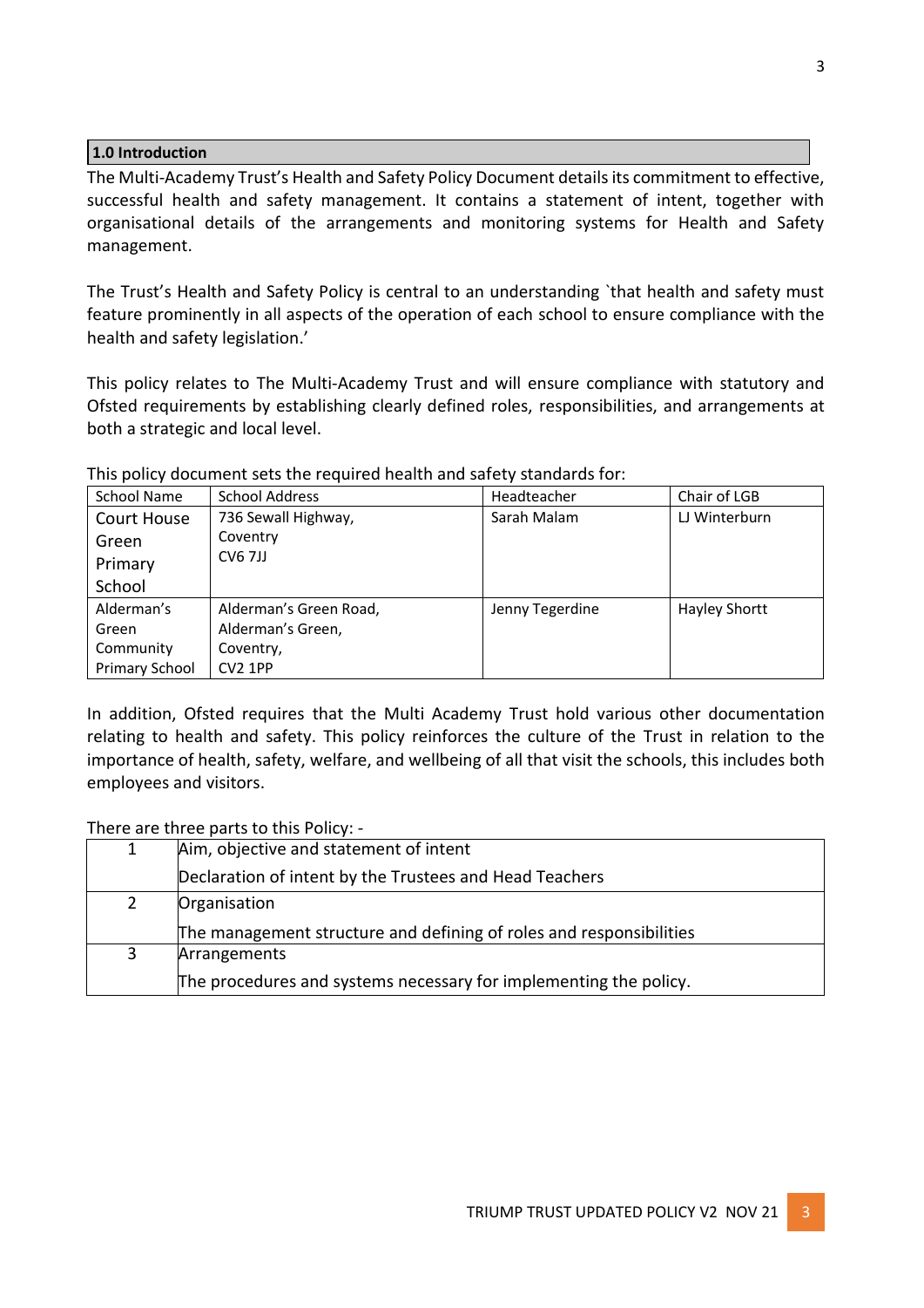## 1.0 Introduction

The Multi-Academy Trust's Health and Safety Policy Document details its commitment to effective, successful health and safety management. It contains a statement of intent, together with organisational details of the arrangements and monitoring systems for Health and Safety management.

The Trust's Health and Safety Policy is central to an understanding `that health and safety must feature prominently in all aspects of the operation of each school to ensure compliance with the health and safety legislation.'

This policy relates to The Multi-Academy Trust and will ensure compliance with statutory and Ofsted requirements by establishing clearly defined roles, responsibilities, and arrangements at both a strategic and local level.

This policy document sets the required health and safety standards for:

| School Name | School Address | Headteacher | Chair of LGB |
|---|---|---|---|
| Court House Green Primary School | 736 Sewall Highway, Coventry CV6 7JJ | Sarah Malam | LJ Winterburn |
| Alderman's Green Community Primary School | Alderman's Green Road, Alderman's Green, Coventry, CV2 1PP | Jenny Tegerdine | Hayley Shortt |

In addition, Ofsted requires that the Multi Academy Trust hold various other documentation relating to health and safety. This policy reinforces the culture of the Trust in relation to the importance of health, safety, welfare, and wellbeing of all that visit the schools, this includes both employees and visitors.

There are three parts to this Policy: -

| | |
|---|---|
| 1 | Aim, objective and statement of intent<br>Declaration of intent by the Trustees and Head Teachers |
| 2 | Organisation<br>The management structure and defining of roles and responsibilities |
| 3 | Arrangements<br>The procedures and systems necessary for implementing the policy. |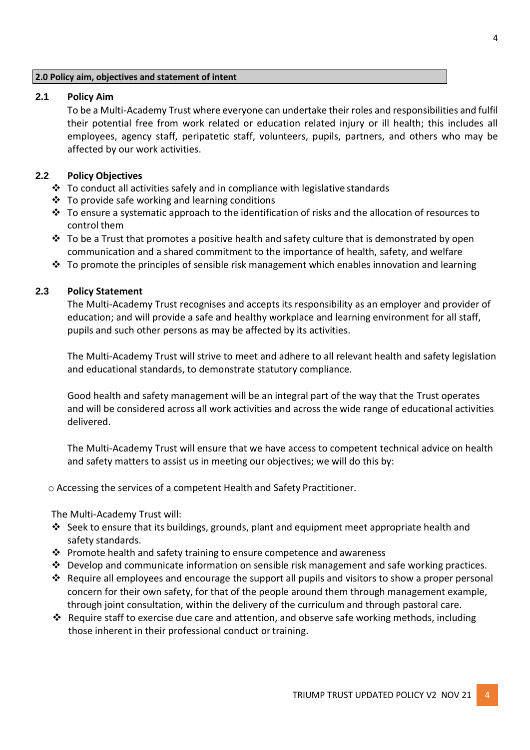## 2.0 Policy aim, objectives and statement of intent

### 2.1 Policy Aim

To be a Multi-Academy Trust where everyone can undertake their roles and responsibilities and fulfil their potential free from work related or education related injury or ill health; this includes all employees, agency staff, peripatetic staff, volunteers, pupils, partners, and others who may be affected by our work activities.

### 2.2 Policy Objectives

- To conduct all activities safely and in compliance with legislative standards
- To provide safe working and learning conditions
- To ensure a systematic approach to the identification of risks and the allocation of resources to control them
- To be a Trust that promotes a positive health and safety culture that is demonstrated by open communication and a shared commitment to the importance of health, safety, and welfare
- To promote the principles of sensible risk management which enables innovation and learning

### 2.3 Policy Statement

The Multi-Academy Trust recognises and accepts its responsibility as an employer and provider of education; and will provide a safe and healthy workplace and learning environment for all staff, pupils and such other persons as may be affected by its activities.

The Multi-Academy Trust will strive to meet and adhere to all relevant health and safety legislation and educational standards, to demonstrate statutory compliance.

Good health and safety management will be an integral part of the way that the Trust operates and will be considered across all work activities and across the wide range of educational activities delivered.

The Multi-Academy Trust will ensure that we have access to competent technical advice on health and safety matters to assist us in meeting our objectives; we will do this by:

- Accessing the services of a competent Health and Safety Practitioner.

The Multi-Academy Trust will:

- Seek to ensure that its buildings, grounds, plant and equipment meet appropriate health and safety standards.
- Promote health and safety training to ensure competence and awareness
- Develop and communicate information on sensible risk management and safe working practices.
- Require all employees and encourage the support all pupils and visitors to show a proper personal concern for their own safety, for that of the people around them through management example, through joint consultation, within the delivery of the curriculum and through pastoral care.
- Require staff to exercise due care and attention, and observe safe working methods, including those inherent in their professional conduct or training.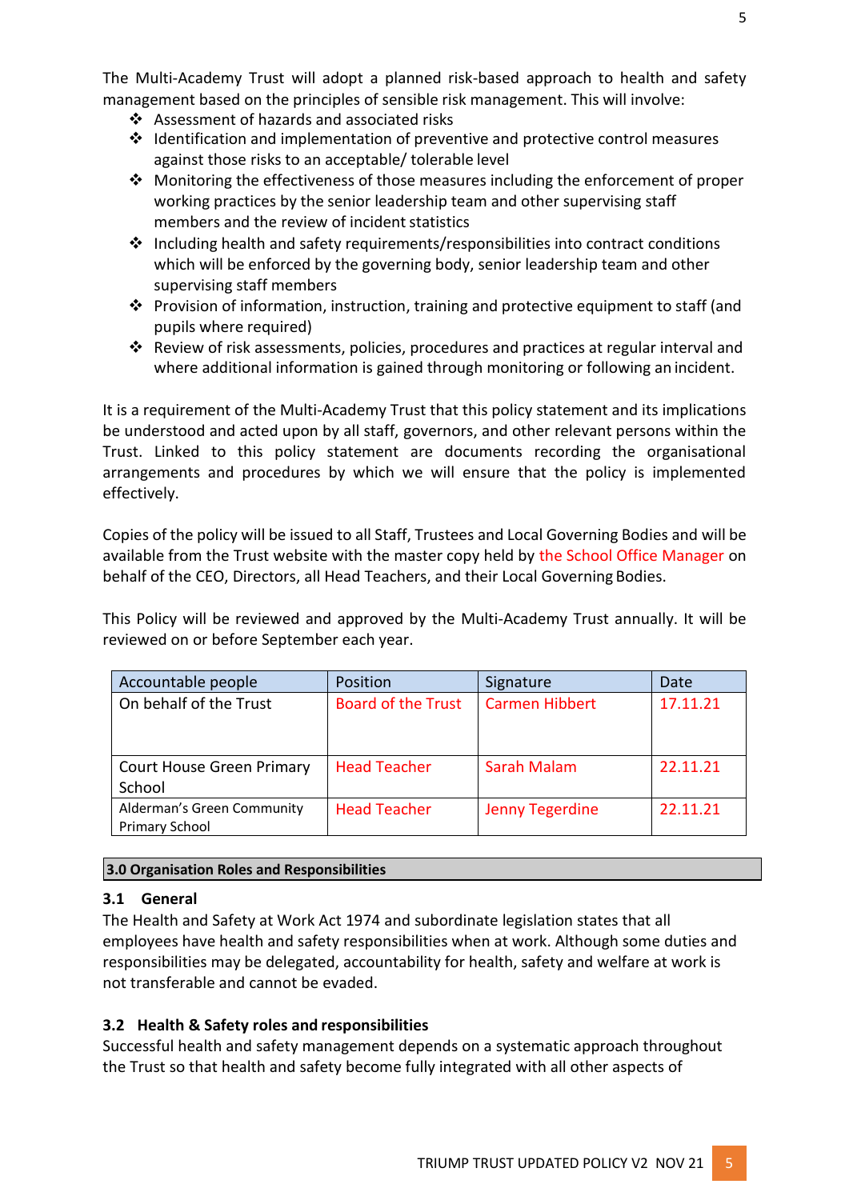The Multi-Academy Trust will adopt a planned risk-based approach to health and safety management based on the principles of sensible risk management. This will involve:

- Assessment of hazards and associated risks
- Identification and implementation of preventive and protective control measures against those risks to an acceptable/ tolerable level
- Monitoring the effectiveness of those measures including the enforcement of proper working practices by the senior leadership team and other supervising staff members and the review of incident statistics
- Including health and safety requirements/responsibilities into contract conditions which will be enforced by the governing body, senior leadership team and other supervising staff members
- Provision of information, instruction, training and protective equipment to staff (and pupils where required)
- Review of risk assessments, policies, procedures and practices at regular interval and where additional information is gained through monitoring or following an incident.

It is a requirement of the Multi-Academy Trust that this policy statement and its implications be understood and acted upon by all staff, governors, and other relevant persons within the Trust. Linked to this policy statement are documents recording the organisational arrangements and procedures by which we will ensure that the policy is implemented effectively.

Copies of the policy will be issued to all Staff, Trustees and Local Governing Bodies and will be available from the Trust website with the master copy held by the School Office Manager on behalf of the CEO, Directors, all Head Teachers, and their Local Governing Bodies.

This Policy will be reviewed and approved by the Multi-Academy Trust annually. It will be reviewed on or before September each year.

| Accountable people | Position | Signature | Date |
|---|---|---|---|
| On behalf of the Trust | Board of the Trust | Carmen Hibbert | 17.11.21 |
| Court House Green Primary School | Head Teacher | Sarah Malam | 22.11.21 |
| Alderman's Green Community Primary School | Head Teacher | Jenny Tegerdine | 22.11.21 |

## 3.0 Organisation Roles and Responsibilities

### 3.1 General

The Health and Safety at Work Act 1974 and subordinate legislation states that all employees have health and safety responsibilities when at work. Although some duties and responsibilities may be delegated, accountability for health, safety and welfare at work is not transferable and cannot be evaded.

### 3.2 Health & Safety roles and responsibilities

Successful health and safety management depends on a systematic approach throughout the Trust so that health and safety become fully integrated with all other aspects of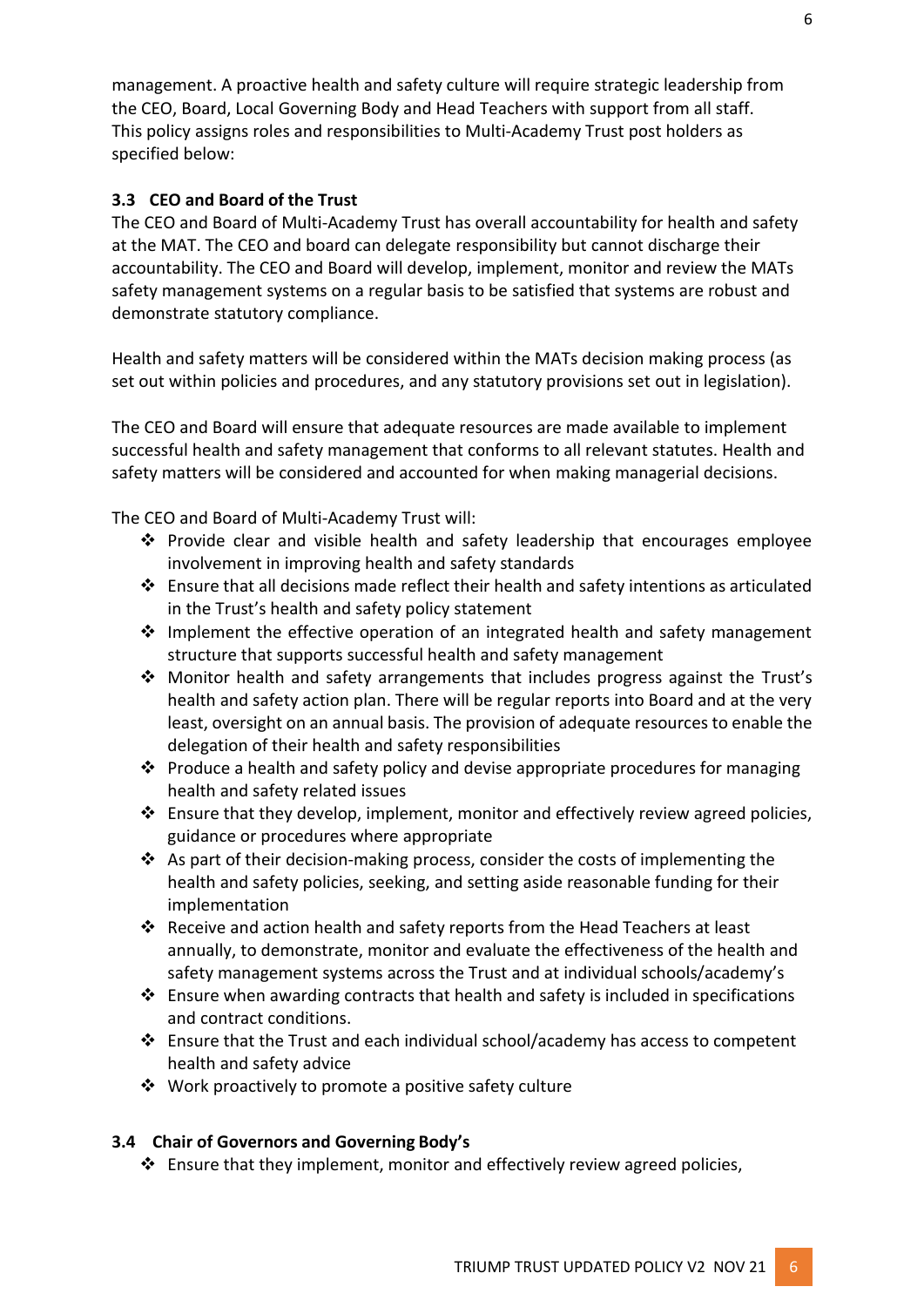management. A proactive health and safety culture will require strategic leadership from the CEO, Board, Local Governing Body and Head Teachers with support from all staff. This policy assigns roles and responsibilities to Multi-Academy Trust post holders as specified below:

### 3.3 CEO and Board of the Trust

The CEO and Board of Multi-Academy Trust has overall accountability for health and safety at the MAT. The CEO and board can delegate responsibility but cannot discharge their accountability. The CEO and Board will develop, implement, monitor and review the MATs safety management systems on a regular basis to be satisfied that systems are robust and demonstrate statutory compliance.

Health and safety matters will be considered within the MATs decision making process (as set out within policies and procedures, and any statutory provisions set out in legislation).

The CEO and Board will ensure that adequate resources are made available to implement successful health and safety management that conforms to all relevant statutes. Health and safety matters will be considered and accounted for when making managerial decisions.

The CEO and Board of Multi-Academy Trust will:

- ❖ Provide clear and visible health and safety leadership that encourages employee involvement in improving health and safety standards
- ❖ Ensure that all decisions made reflect their health and safety intentions as articulated in the Trust's health and safety policy statement
- ❖ Implement the effective operation of an integrated health and safety management structure that supports successful health and safety management
- ❖ Monitor health and safety arrangements that includes progress against the Trust's health and safety action plan. There will be regular reports into Board and at the very least, oversight on an annual basis. The provision of adequate resources to enable the delegation of their health and safety responsibilities
- ❖ Produce a health and safety policy and devise appropriate procedures for managing health and safety related issues
- ❖ Ensure that they develop, implement, monitor and effectively review agreed policies, guidance or procedures where appropriate
- ❖ As part of their decision-making process, consider the costs of implementing the health and safety policies, seeking, and setting aside reasonable funding for their implementation
- ❖ Receive and action health and safety reports from the Head Teachers at least annually, to demonstrate, monitor and evaluate the effectiveness of the health and safety management systems across the Trust and at individual schools/academy's
- ❖ Ensure when awarding contracts that health and safety is included in specifications and contract conditions.
- ❖ Ensure that the Trust and each individual school/academy has access to competent health and safety advice
- ❖ Work proactively to promote a positive safety culture

### 3.4 Chair of Governors and Governing Body's

- ❖ Ensure that they implement, monitor and effectively review agreed policies,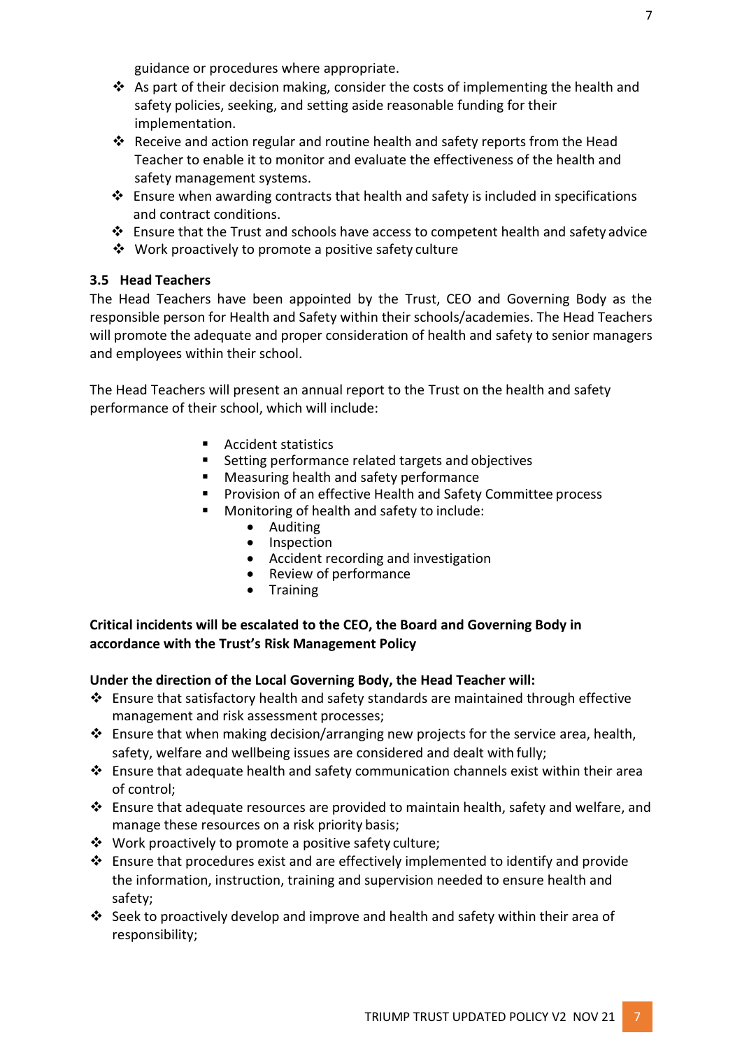guidance or procedures where appropriate.

- As part of their decision making, consider the costs of implementing the health and safety policies, seeking, and setting aside reasonable funding for their implementation.
- Receive and action regular and routine health and safety reports from the Head Teacher to enable it to monitor and evaluate the effectiveness of the health and safety management systems.
- Ensure when awarding contracts that health and safety is included in specifications and contract conditions.
- Ensure that the Trust and schools have access to competent health and safety advice
- Work proactively to promote a positive safety culture

### 3.5 Head Teachers

The Head Teachers have been appointed by the Trust, CEO and Governing Body as the responsible person for Health and Safety within their schools/academies. The Head Teachers will promote the adequate and proper consideration of health and safety to senior managers and employees within their school.

The Head Teachers will present an annual report to the Trust on the health and safety performance of their school, which will include:

- Accident statistics
- Setting performance related targets and objectives
- Measuring health and safety performance
- Provision of an effective Health and Safety Committee process
- Monitoring of health and safety to include:
  - Auditing
  - Inspection
  - Accident recording and investigation
  - Review of performance
  - Training

**Critical incidents will be escalated to the CEO, the Board and Governing Body in accordance with the Trust's Risk Management Policy**

**Under the direction of the Local Governing Body, the Head Teacher will:**

- Ensure that satisfactory health and safety standards are maintained through effective management and risk assessment processes;
- Ensure that when making decision/arranging new projects for the service area, health, safety, welfare and wellbeing issues are considered and dealt with fully;
- Ensure that adequate health and safety communication channels exist within their area of control;
- Ensure that adequate resources are provided to maintain health, safety and welfare, and manage these resources on a risk priority basis;
- Work proactively to promote a positive safety culture;
- Ensure that procedures exist and are effectively implemented to identify and provide the information, instruction, training and supervision needed to ensure health and safety;
- Seek to proactively develop and improve and health and safety within their area of responsibility;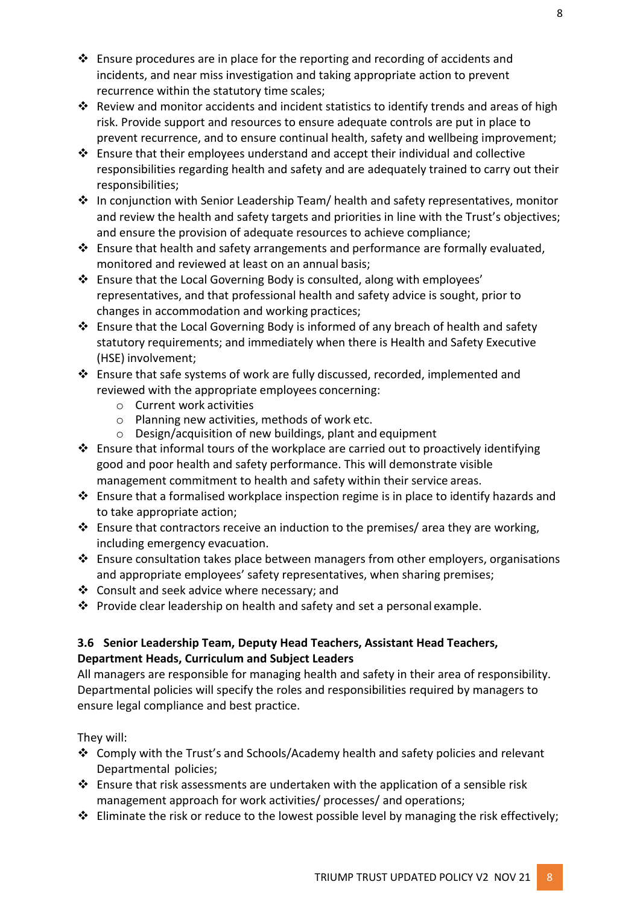- Ensure procedures are in place for the reporting and recording of accidents and incidents, and near miss investigation and taking appropriate action to prevent recurrence within the statutory time scales;
- Review and monitor accidents and incident statistics to identify trends and areas of high risk. Provide support and resources to ensure adequate controls are put in place to prevent recurrence, and to ensure continual health, safety and wellbeing improvement;
- Ensure that their employees understand and accept their individual and collective responsibilities regarding health and safety and are adequately trained to carry out their responsibilities;
- In conjunction with Senior Leadership Team/ health and safety representatives, monitor and review the health and safety targets and priorities in line with the Trust's objectives; and ensure the provision of adequate resources to achieve compliance;
- Ensure that health and safety arrangements and performance are formally evaluated, monitored and reviewed at least on an annual basis;
- Ensure that the Local Governing Body is consulted, along with employees' representatives, and that professional health and safety advice is sought, prior to changes in accommodation and working practices;
- Ensure that the Local Governing Body is informed of any breach of health and safety statutory requirements; and immediately when there is Health and Safety Executive (HSE) involvement;
- Ensure that safe systems of work are fully discussed, recorded, implemented and reviewed with the appropriate employees concerning:
  - Current work activities
  - Planning new activities, methods of work etc.
  - Design/acquisition of new buildings, plant and equipment
- Ensure that informal tours of the workplace are carried out to proactively identifying good and poor health and safety performance. This will demonstrate visible management commitment to health and safety within their service areas.
- Ensure that a formalised workplace inspection regime is in place to identify hazards and to take appropriate action;
- Ensure that contractors receive an induction to the premises/ area they are working, including emergency evacuation.
- Ensure consultation takes place between managers from other employers, organisations and appropriate employees' safety representatives, when sharing premises;
- Consult and seek advice where necessary; and
- Provide clear leadership on health and safety and set a personal example.

### 3.6 Senior Leadership Team, Deputy Head Teachers, Assistant Head Teachers, Department Heads, Curriculum and Subject Leaders

All managers are responsible for managing health and safety in their area of responsibility. Departmental policies will specify the roles and responsibilities required by managers to ensure legal compliance and best practice.

They will:

- Comply with the Trust's and Schools/Academy health and safety policies and relevant Departmental policies;
- Ensure that risk assessments are undertaken with the application of a sensible risk management approach for work activities/ processes/ and operations;
- Eliminate the risk or reduce to the lowest possible level by managing the risk effectively;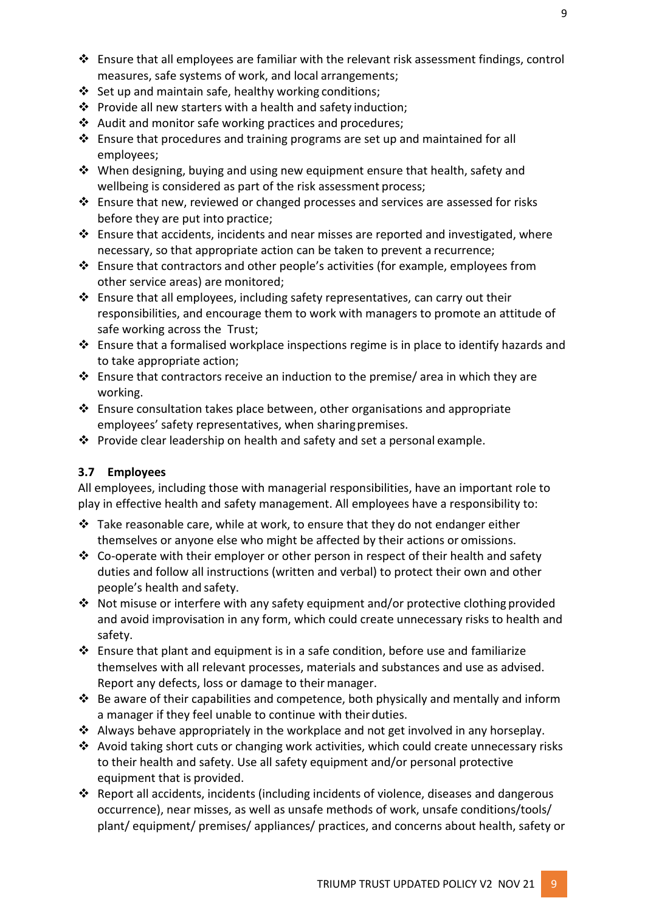- Ensure that all employees are familiar with the relevant risk assessment findings, control measures, safe systems of work, and local arrangements;
- Set up and maintain safe, healthy working conditions;
- Provide all new starters with a health and safety induction;
- Audit and monitor safe working practices and procedures;
- Ensure that procedures and training programs are set up and maintained for all employees;
- When designing, buying and using new equipment ensure that health, safety and wellbeing is considered as part of the risk assessment process;
- Ensure that new, reviewed or changed processes and services are assessed for risks before they are put into practice;
- Ensure that accidents, incidents and near misses are reported and investigated, where necessary, so that appropriate action can be taken to prevent a recurrence;
- Ensure that contractors and other people's activities (for example, employees from other service areas) are monitored;
- Ensure that all employees, including safety representatives, can carry out their responsibilities, and encourage them to work with managers to promote an attitude of safe working across the Trust;
- Ensure that a formalised workplace inspections regime is in place to identify hazards and to take appropriate action;
- Ensure that contractors receive an induction to the premise/ area in which they are working.
- Ensure consultation takes place between, other organisations and appropriate employees' safety representatives, when sharing premises.
- Provide clear leadership on health and safety and set a personal example.

### 3.7 Employees

All employees, including those with managerial responsibilities, have an important role to play in effective health and safety management. All employees have a responsibility to:

- Take reasonable care, while at work, to ensure that they do not endanger either themselves or anyone else who might be affected by their actions or omissions.
- Co-operate with their employer or other person in respect of their health and safety duties and follow all instructions (written and verbal) to protect their own and other people's health and safety.
- Not misuse or interfere with any safety equipment and/or protective clothing provided and avoid improvisation in any form, which could create unnecessary risks to health and safety.
- Ensure that plant and equipment is in a safe condition, before use and familiarize themselves with all relevant processes, materials and substances and use as advised. Report any defects, loss or damage to their manager.
- Be aware of their capabilities and competence, both physically and mentally and inform a manager if they feel unable to continue with their duties.
- Always behave appropriately in the workplace and not get involved in any horseplay.
- Avoid taking short cuts or changing work activities, which could create unnecessary risks to their health and safety. Use all safety equipment and/or personal protective equipment that is provided.
- Report all accidents, incidents (including incidents of violence, diseases and dangerous occurrence), near misses, as well as unsafe methods of work, unsafe conditions/tools/ plant/ equipment/ premises/ appliances/ practices, and concerns about health, safety or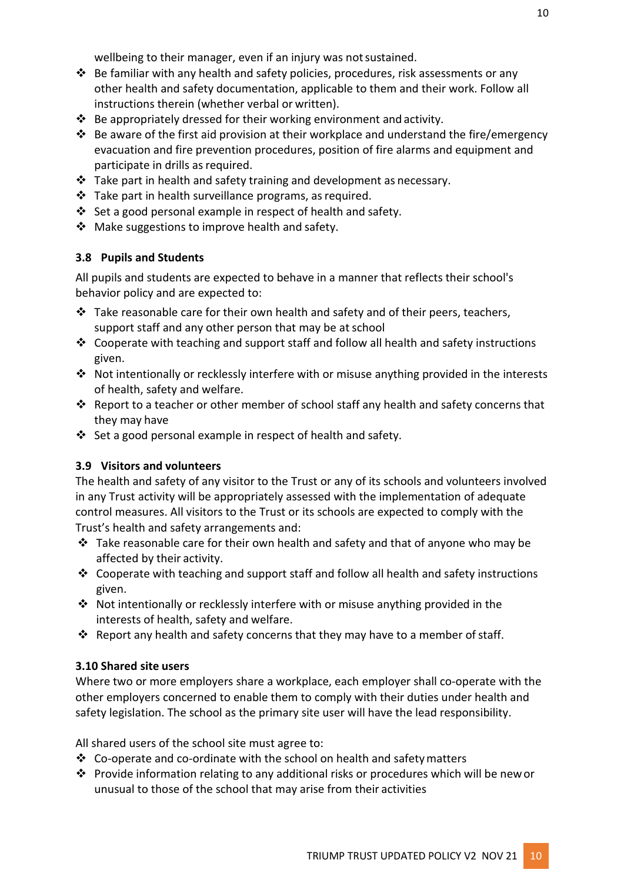wellbeing to their manager, even if an injury was not sustained.

- Be familiar with any health and safety policies, procedures, risk assessments or any other health and safety documentation, applicable to them and their work. Follow all instructions therein (whether verbal or written).
- Be appropriately dressed for their working environment and activity.
- Be aware of the first aid provision at their workplace and understand the fire/emergency evacuation and fire prevention procedures, position of fire alarms and equipment and participate in drills as required.
- Take part in health and safety training and development as necessary.
- Take part in health surveillance programs, as required.
- Set a good personal example in respect of health and safety.
- Make suggestions to improve health and safety.

### 3.8 Pupils and Students

All pupils and students are expected to behave in a manner that reflects their school's behavior policy and are expected to:

- Take reasonable care for their own health and safety and of their peers, teachers, support staff and any other person that may be at school
- Cooperate with teaching and support staff and follow all health and safety instructions given.
- Not intentionally or recklessly interfere with or misuse anything provided in the interests of health, safety and welfare.
- Report to a teacher or other member of school staff any health and safety concerns that they may have
- Set a good personal example in respect of health and safety.

### 3.9 Visitors and volunteers

The health and safety of any visitor to the Trust or any of its schools and volunteers involved in any Trust activity will be appropriately assessed with the implementation of adequate control measures. All visitors to the Trust or its schools are expected to comply with the Trust's health and safety arrangements and:

- Take reasonable care for their own health and safety and that of anyone who may be affected by their activity.
- Cooperate with teaching and support staff and follow all health and safety instructions given.
- Not intentionally or recklessly interfere with or misuse anything provided in the interests of health, safety and welfare.
- Report any health and safety concerns that they may have to a member of staff.

### 3.10 Shared site users

Where two or more employers share a workplace, each employer shall co-operate with the other employers concerned to enable them to comply with their duties under health and safety legislation. The school as the primary site user will have the lead responsibility.

All shared users of the school site must agree to:

- Co-operate and co-ordinate with the school on health and safety matters
- Provide information relating to any additional risks or procedures which will be new or unusual to those of the school that may arise from their activities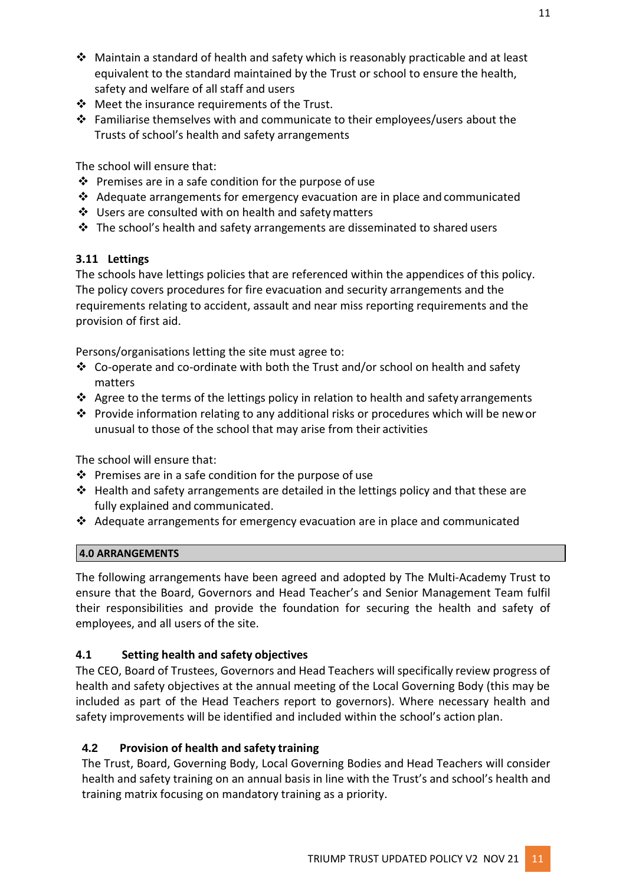- Maintain a standard of health and safety which is reasonably practicable and at least equivalent to the standard maintained by the Trust or school to ensure the health, safety and welfare of all staff and users
- Meet the insurance requirements of the Trust.
- Familiarise themselves with and communicate to their employees/users about the Trusts of school's health and safety arrangements

The school will ensure that:

- Premises are in a safe condition for the purpose of use
- Adequate arrangements for emergency evacuation are in place and communicated
- Users are consulted with on health and safety matters
- The school's health and safety arrangements are disseminated to shared users

### 3.11 Lettings

The schools have lettings policies that are referenced within the appendices of this policy. The policy covers procedures for fire evacuation and security arrangements and the requirements relating to accident, assault and near miss reporting requirements and the provision of first aid.

Persons/organisations letting the site must agree to:

- Co-operate and co-ordinate with both the Trust and/or school on health and safety matters
- Agree to the terms of the lettings policy in relation to health and safety arrangements
- Provide information relating to any additional risks or procedures which will be new or unusual to those of the school that may arise from their activities

The school will ensure that:

- Premises are in a safe condition for the purpose of use
- Health and safety arrangements are detailed in the lettings policy and that these are fully explained and communicated.
- Adequate arrangements for emergency evacuation are in place and communicated

## 4.0 ARRANGEMENTS

The following arrangements have been agreed and adopted by The Multi-Academy Trust to ensure that the Board, Governors and Head Teacher's and Senior Management Team fulfil their responsibilities and provide the foundation for securing the health and safety of employees, and all users of the site.

### 4.1 Setting health and safety objectives

The CEO, Board of Trustees, Governors and Head Teachers will specifically review progress of health and safety objectives at the annual meeting of the Local Governing Body (this may be included as part of the Head Teachers report to governors). Where necessary health and safety improvements will be identified and included within the school's action plan.

### 4.2 Provision of health and safety training

The Trust, Board, Governing Body, Local Governing Bodies and Head Teachers will consider health and safety training on an annual basis in line with the Trust's and school's health and training matrix focusing on mandatory training as a priority.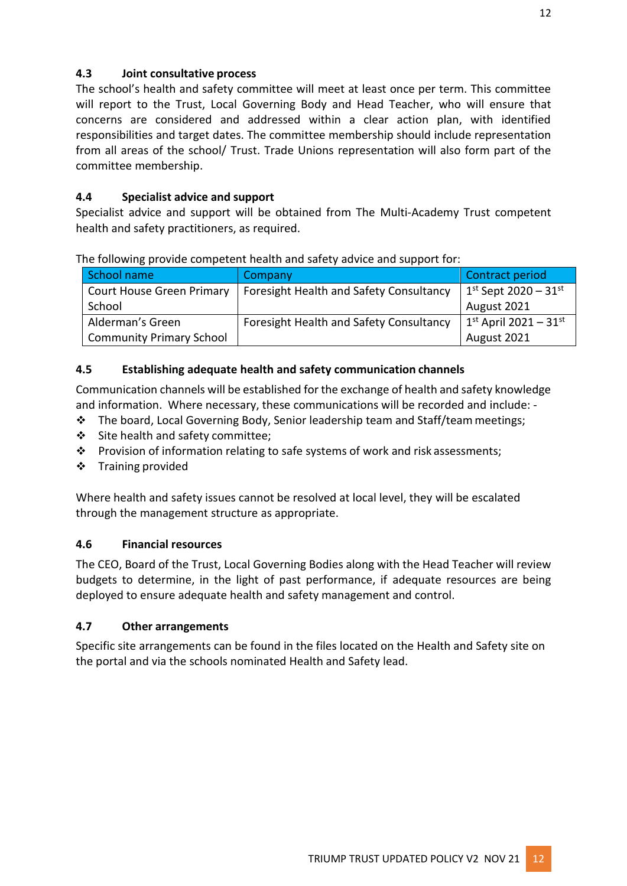### 4.3 Joint consultative process

The school's health and safety committee will meet at least once per term. This committee will report to the Trust, Local Governing Body and Head Teacher, who will ensure that concerns are considered and addressed within a clear action plan, with identified responsibilities and target dates. The committee membership should include representation from all areas of the school/ Trust. Trade Unions representation will also form part of the committee membership.

### 4.4 Specialist advice and support

Specialist advice and support will be obtained from The Multi-Academy Trust competent health and safety practitioners, as required.

The following provide competent health and safety advice and support for:

| School name | Company | Contract period |
|---|---|---|
| Court House Green Primary School | Foresight Health and Safety Consultancy | 1st Sept 2020 – 31st August 2021 |
| Alderman's Green Community Primary School | Foresight Health and Safety Consultancy | 1st April 2021 – 31st August 2021 |

### 4.5 Establishing adequate health and safety communication channels

Communication channels will be established for the exchange of health and safety knowledge and information. Where necessary, these communications will be recorded and include: -

- The board, Local Governing Body, Senior leadership team and Staff/team meetings;
- Site health and safety committee;
- Provision of information relating to safe systems of work and risk assessments;
- Training provided

Where health and safety issues cannot be resolved at local level, they will be escalated through the management structure as appropriate.

### 4.6 Financial resources

The CEO, Board of the Trust, Local Governing Bodies along with the Head Teacher will review budgets to determine, in the light of past performance, if adequate resources are being deployed to ensure adequate health and safety management and control.

### 4.7 Other arrangements

Specific site arrangements can be found in the files located on the Health and Safety site on the portal and via the schools nominated Health and Safety lead.